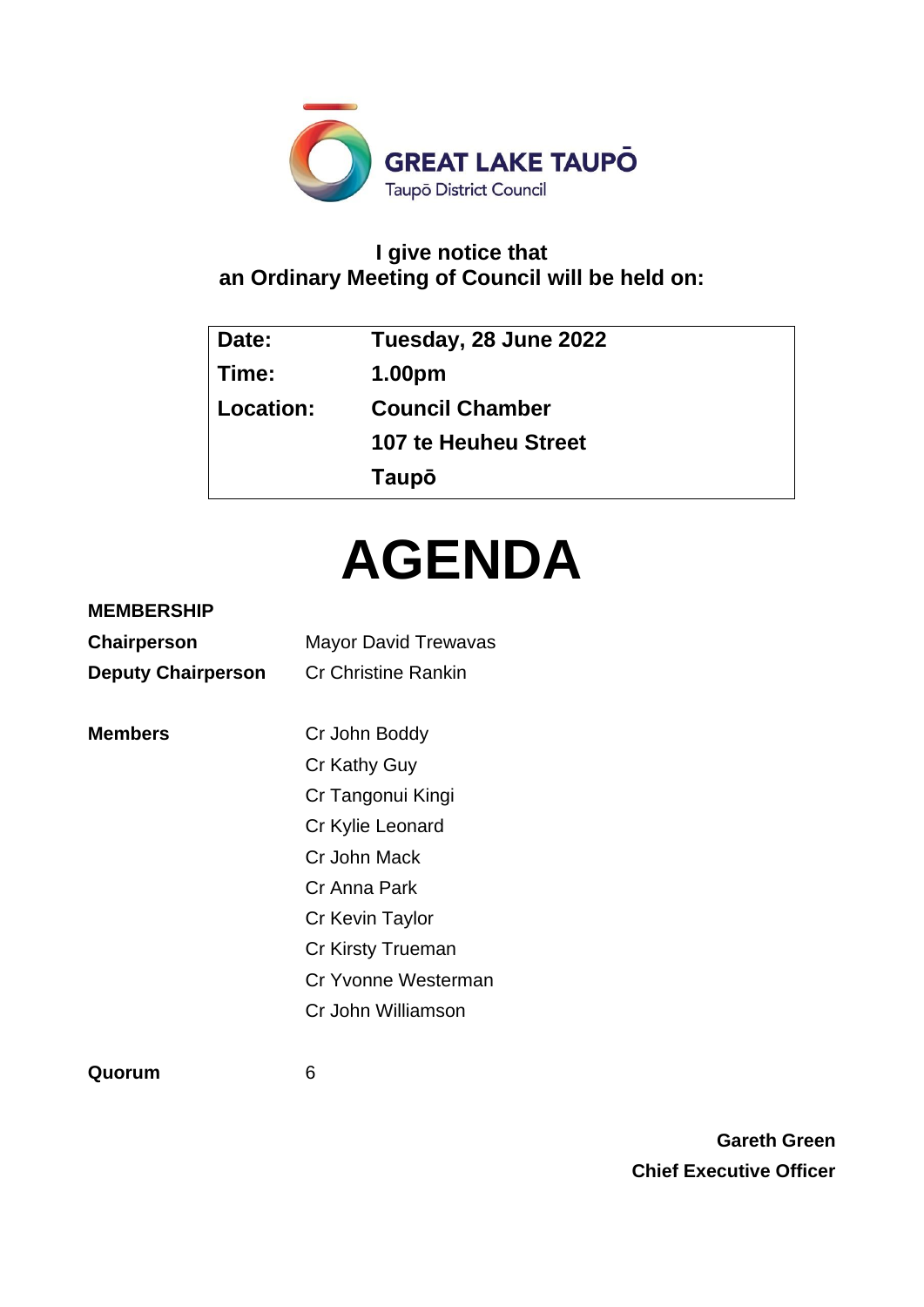GREAT LAKE TAUPŌ
Taupō District Council

**I give notice that**
**an Ordinary Meeting of Council will be held on:**

| | |
|---|---|
| **Date:** | **Tuesday, 28 June 2022** |
| **Time:** | **1.00pm** |
| **Location:** | **Council Chamber** |
| | **107 te Heuheu Street** |
| | **Taupō** |

# AGENDA

**MEMBERSHIP**

| | |
|---|---|
| **Chairperson** | Mayor David Trewavas |
| **Deputy Chairperson** | Cr Christine Rankin |
| | |
| **Members** | Cr John Boddy |
| | Cr Kathy Guy |
| | Cr Tangonui Kingi |
| | Cr Kylie Leonard |
| | Cr John Mack |
| | Cr Anna Park |
| | Cr Kevin Taylor |
| | Cr Kirsty Trueman |
| | Cr Yvonne Westerman |
| | Cr John Williamson |
| | |
| **Quorum** | 6 |

**Gareth Green**
**Chief Executive Officer**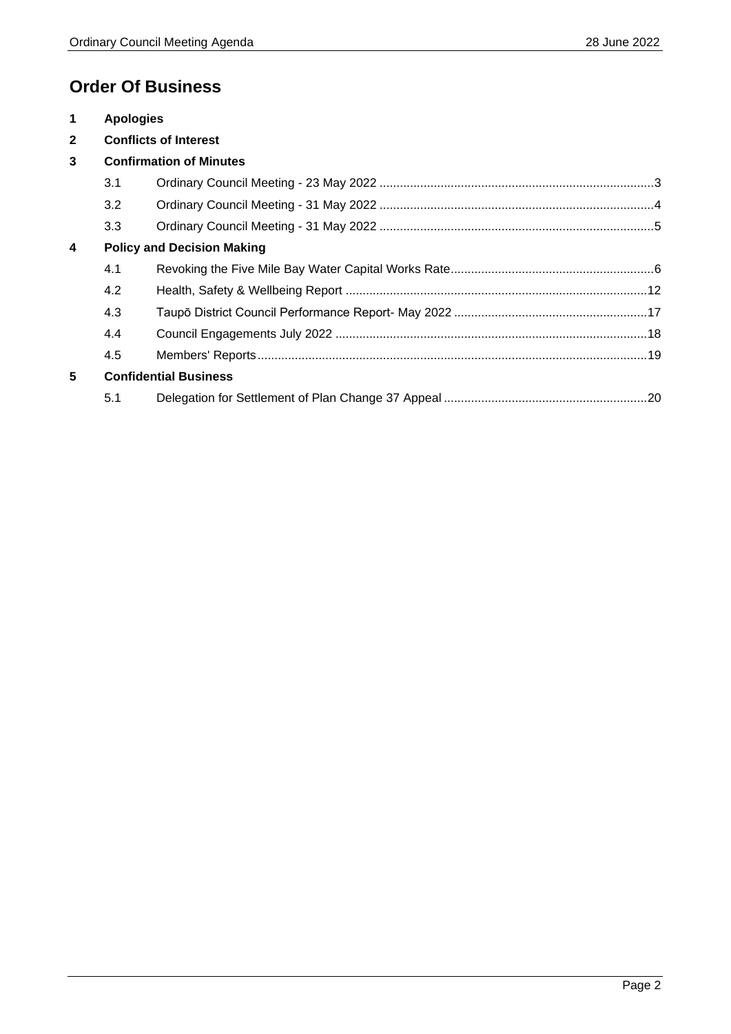# Order Of Business

**1 Apologies**

**2 Conflicts of Interest**

**3 Confirmation of Minutes**

3.1 Ordinary Council Meeting - 23 May 2022 ....................................................................................3

3.2 Ordinary Council Meeting - 31 May 2022 ....................................................................................4

3.3 Ordinary Council Meeting - 31 May 2022 ....................................................................................5

**4 Policy and Decision Making**

4.1 Revoking the Five Mile Bay Water Capital Works Rate...............................................................6

4.2 Health, Safety & Wellbeing Report ............................................................................................12

4.3 Taupō District Council Performance Report- May 2022 ............................................................17

4.4 Council Engagements July 2022 ...............................................................................................18

4.5 Members' Reports......................................................................................................................19

**5 Confidential Business**

5.1 Delegation for Settlement of Plan Change 37 Appeal ...............................................................20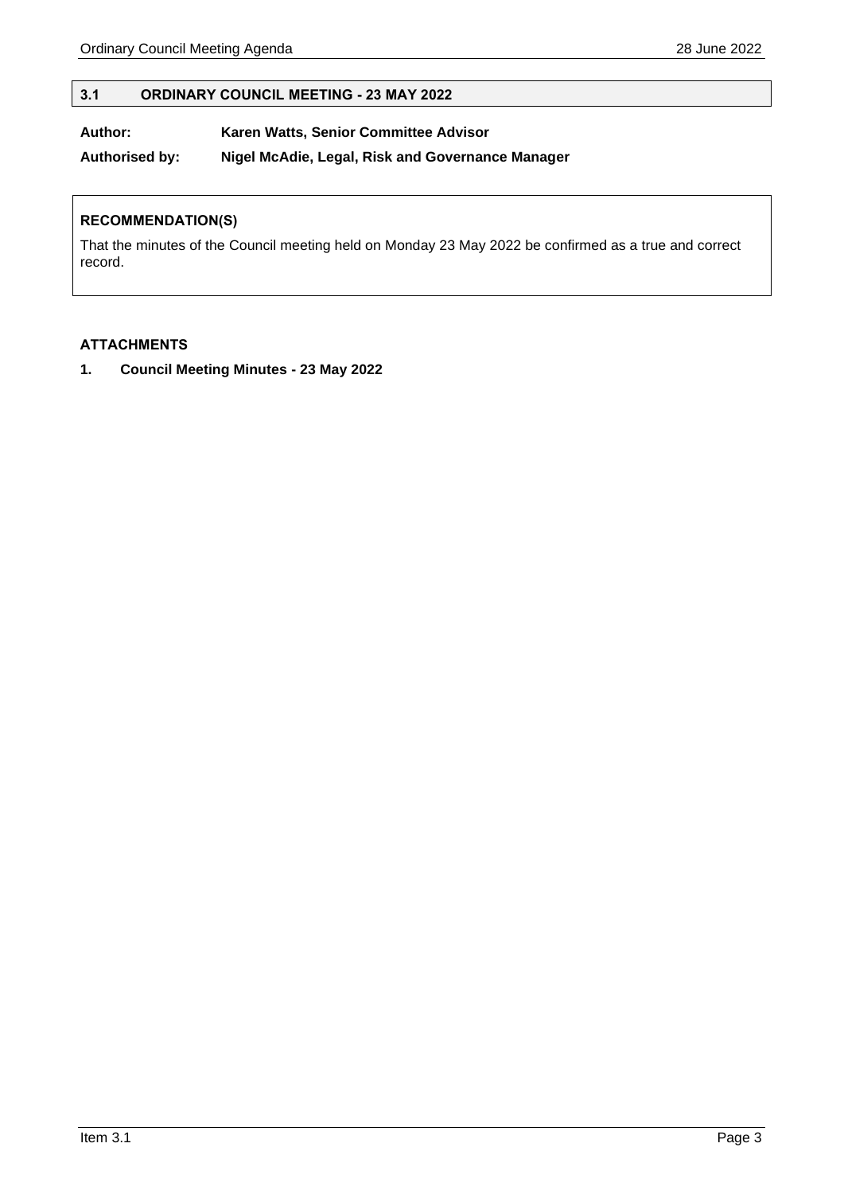## 3.1 ORDINARY COUNCIL MEETING - 23 MAY 2022

**Author:** Karen Watts, Senior Committee Advisor

**Authorised by:** Nigel McAdie, Legal, Risk and Governance Manager

### RECOMMENDATION(S)

That the minutes of the Council meeting held on Monday 23 May 2022 be confirmed as a true and correct record.

### ATTACHMENTS

1. **Council Meeting Minutes - 23 May 2022**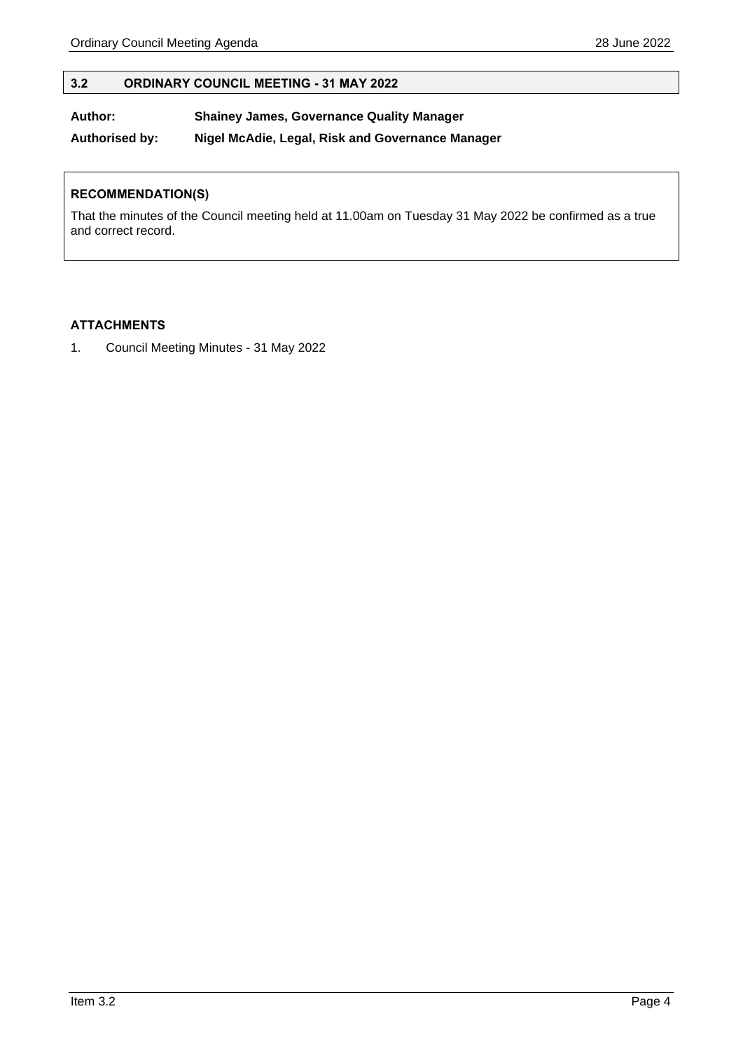## 3.2 ORDINARY COUNCIL MEETING - 31 MAY 2022

**Author:** **Shainey James, Governance Quality Manager**

**Authorised by:** **Nigel McAdie, Legal, Risk and Governance Manager**

**RECOMMENDATION(S)**

That the minutes of the Council meeting held at 11.00am on Tuesday 31 May 2022 be confirmed as a true and correct record.

**ATTACHMENTS**

1. Council Meeting Minutes - 31 May 2022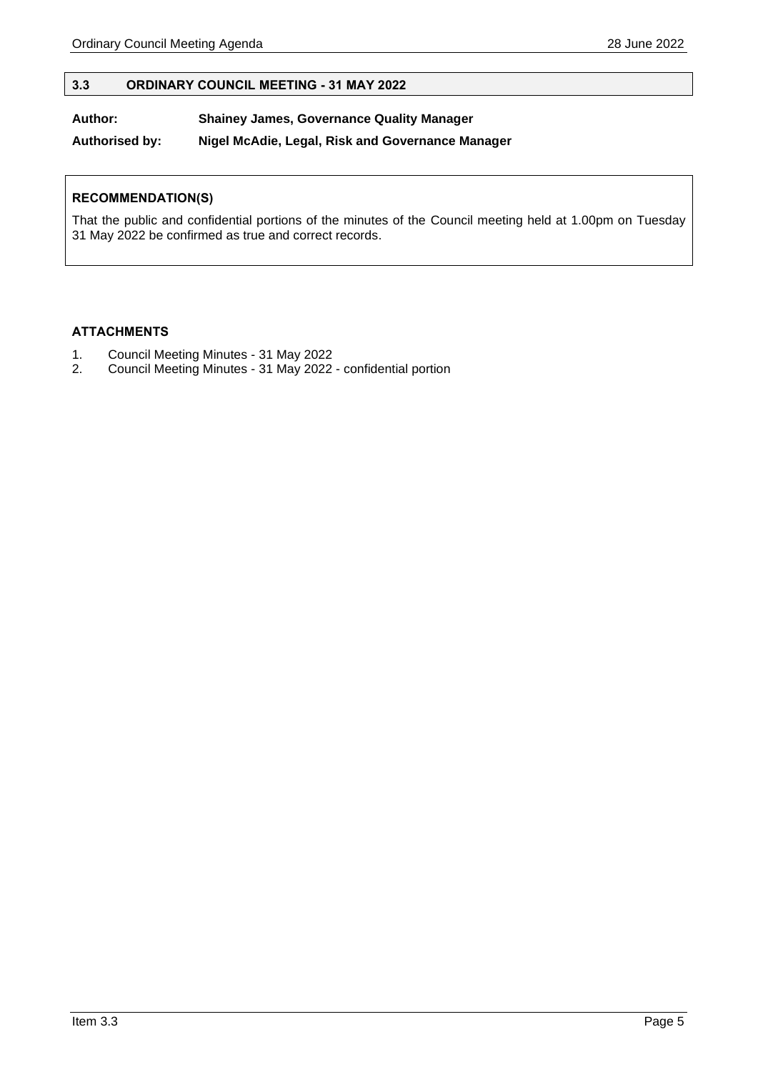## 3.3 ORDINARY COUNCIL MEETING - 31 MAY 2022

**Author:** **Shainey James, Governance Quality Manager**

**Authorised by:** **Nigel McAdie, Legal, Risk and Governance Manager**

### RECOMMENDATION(S)

That the public and confidential portions of the minutes of the Council meeting held at 1.00pm on Tuesday 31 May 2022 be confirmed as true and correct records.

### ATTACHMENTS

1. Council Meeting Minutes - 31 May 2022
2. Council Meeting Minutes - 31 May 2022 - confidential portion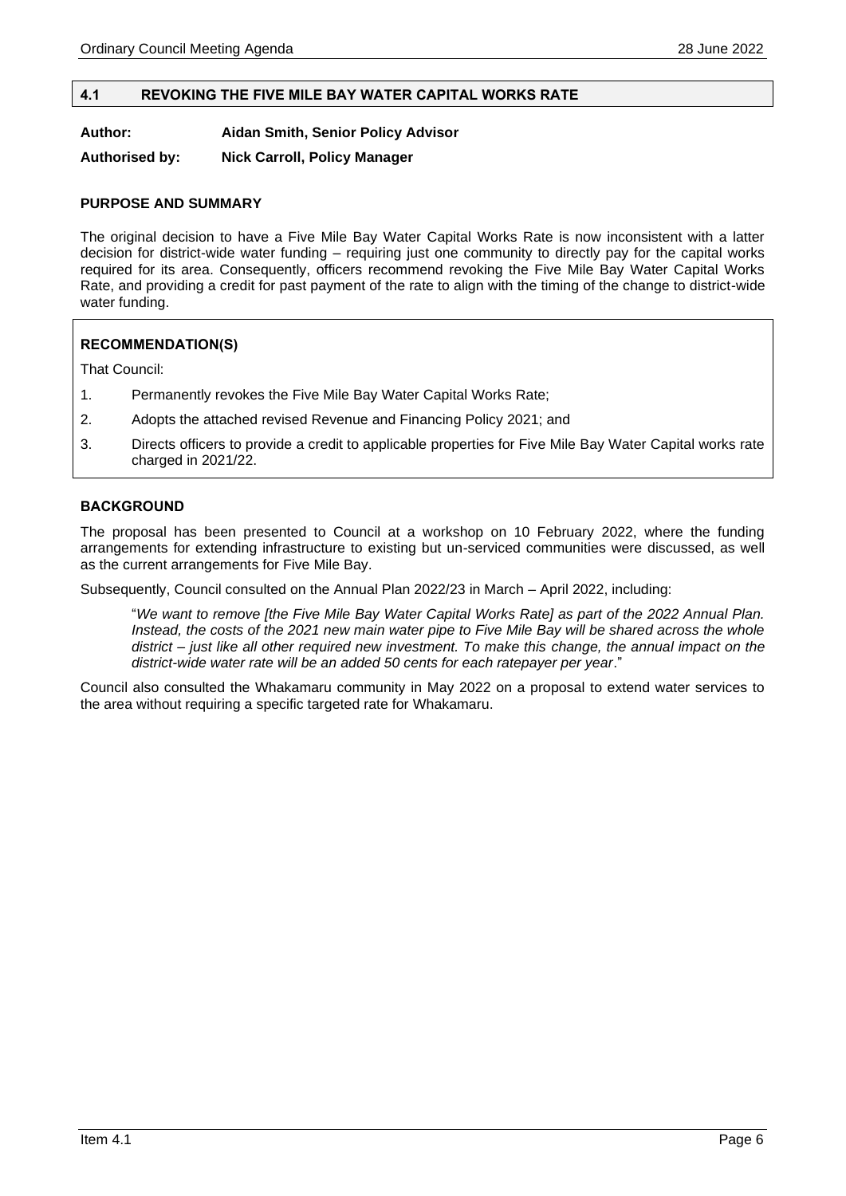## 4.1 REVOKING THE FIVE MILE BAY WATER CAPITAL WORKS RATE

**Author:** **Aidan Smith, Senior Policy Advisor**

**Authorised by:** **Nick Carroll, Policy Manager**

### PURPOSE AND SUMMARY

The original decision to have a Five Mile Bay Water Capital Works Rate is now inconsistent with a latter decision for district-wide water funding – requiring just one community to directly pay for the capital works required for its area. Consequently, officers recommend revoking the Five Mile Bay Water Capital Works Rate, and providing a credit for past payment of the rate to align with the timing of the change to district-wide water funding.

### RECOMMENDATION(S)

That Council:

1. Permanently revokes the Five Mile Bay Water Capital Works Rate;
2. Adopts the attached revised Revenue and Financing Policy 2021; and
3. Directs officers to provide a credit to applicable properties for Five Mile Bay Water Capital works rate charged in 2021/22.

### BACKGROUND

The proposal has been presented to Council at a workshop on 10 February 2022, where the funding arrangements for extending infrastructure to existing but un-serviced communities were discussed, as well as the current arrangements for Five Mile Bay.

Subsequently, Council consulted on the Annual Plan 2022/23 in March – April 2022, including:

> "*We want to remove [the Five Mile Bay Water Capital Works Rate] as part of the 2022 Annual Plan. Instead, the costs of the 2021 new main water pipe to Five Mile Bay will be shared across the whole district – just like all other required new investment. To make this change, the annual impact on the district-wide water rate will be an added 50 cents for each ratepayer per year*."

Council also consulted the Whakamaru community in May 2022 on a proposal to extend water services to the area without requiring a specific targeted rate for Whakamaru.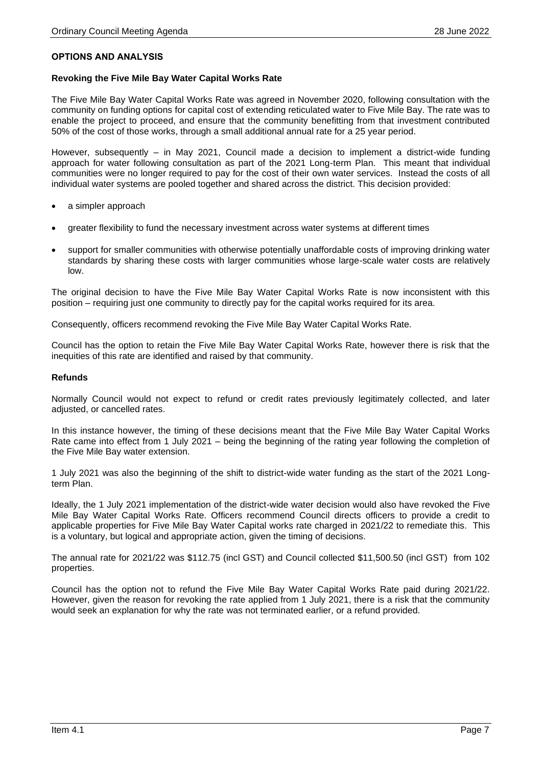## OPTIONS AND ANALYSIS

### Revoking the Five Mile Bay Water Capital Works Rate

The Five Mile Bay Water Capital Works Rate was agreed in November 2020, following consultation with the community on funding options for capital cost of extending reticulated water to Five Mile Bay. The rate was to enable the project to proceed, and ensure that the community benefitting from that investment contributed 50% of the cost of those works, through a small additional annual rate for a 25 year period.

However, subsequently – in May 2021, Council made a decision to implement a district-wide funding approach for water following consultation as part of the 2021 Long-term Plan. This meant that individual communities were no longer required to pay for the cost of their own water services. Instead the costs of all individual water systems are pooled together and shared across the district. This decision provided:

- a simpler approach
- greater flexibility to fund the necessary investment across water systems at different times
- support for smaller communities with otherwise potentially unaffordable costs of improving drinking water standards by sharing these costs with larger communities whose large-scale water costs are relatively low.

The original decision to have the Five Mile Bay Water Capital Works Rate is now inconsistent with this position – requiring just one community to directly pay for the capital works required for its area.

Consequently, officers recommend revoking the Five Mile Bay Water Capital Works Rate.

Council has the option to retain the Five Mile Bay Water Capital Works Rate, however there is risk that the inequities of this rate are identified and raised by that community.

### Refunds

Normally Council would not expect to refund or credit rates previously legitimately collected, and later adjusted, or cancelled rates.

In this instance however, the timing of these decisions meant that the Five Mile Bay Water Capital Works Rate came into effect from 1 July 2021 – being the beginning of the rating year following the completion of the Five Mile Bay water extension.

1 July 2021 was also the beginning of the shift to district-wide water funding as the start of the 2021 Long-term Plan.

Ideally, the 1 July 2021 implementation of the district-wide water decision would also have revoked the Five Mile Bay Water Capital Works Rate. Officers recommend Council directs officers to provide a credit to applicable properties for Five Mile Bay Water Capital works rate charged in 2021/22 to remediate this. This is a voluntary, but logical and appropriate action, given the timing of decisions.

The annual rate for 2021/22 was $112.75 (incl GST) and Council collected $11,500.50 (incl GST) from 102 properties.

Council has the option not to refund the Five Mile Bay Water Capital Works Rate paid during 2021/22. However, given the reason for revoking the rate applied from 1 July 2021, there is a risk that the community would seek an explanation for why the rate was not terminated earlier, or a refund provided.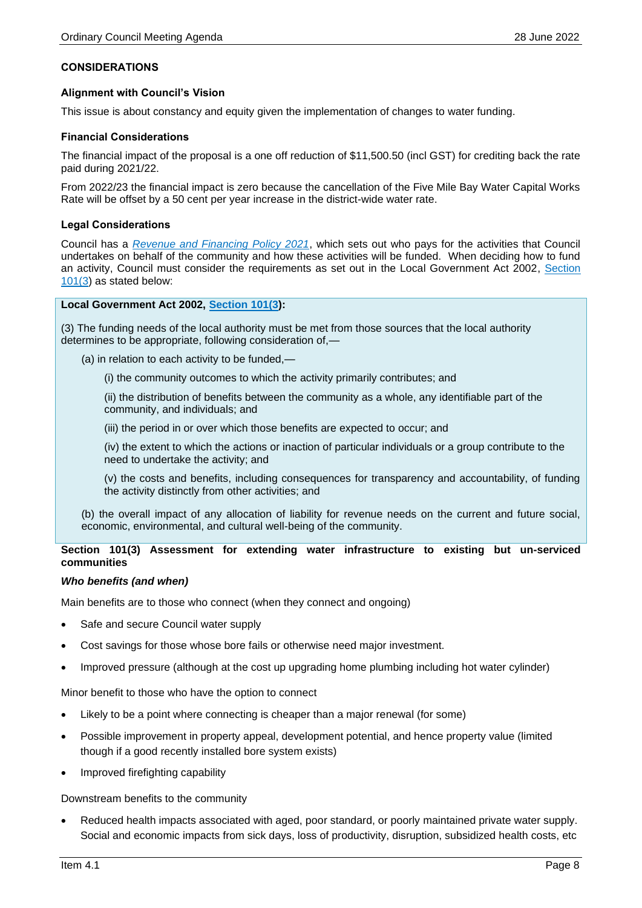## CONSIDERATIONS

### Alignment with Council's Vision

This issue is about constancy and equity given the implementation of changes to water funding.

### Financial Considerations

The financial impact of the proposal is a one off reduction of $11,500.50 (incl GST) for crediting back the rate paid during 2021/22.

From 2022/23 the financial impact is zero because the cancellation of the Five Mile Bay Water Capital Works Rate will be offset by a 50 cent per year increase in the district-wide water rate.

### Legal Considerations

Council has a *Revenue and Financing Policy 2021*, which sets out who pays for the activities that Council undertakes on behalf of the community and how these activities will be funded. When deciding how to fund an activity, Council must consider the requirements as set out in the Local Government Act 2002, Section 101(3) as stated below:

> **Local Government Act 2002, Section 101(3):**
>
> (3) The funding needs of the local authority must be met from those sources that the local authority determines to be appropriate, following consideration of,—
>
> (a) in relation to each activity to be funded,—
>
> (i) the community outcomes to which the activity primarily contributes; and
>
> (ii) the distribution of benefits between the community as a whole, any identifiable part of the community, and individuals; and
>
> (iii) the period in or over which those benefits are expected to occur; and
>
> (iv) the extent to which the actions or inaction of particular individuals or a group contribute to the need to undertake the activity; and
>
> (v) the costs and benefits, including consequences for transparency and accountability, of funding the activity distinctly from other activities; and
>
> (b) the overall impact of any allocation of liability for revenue needs on the current and future social, economic, environmental, and cultural well-being of the community.

**Section 101(3) Assessment for extending water infrastructure to existing but un-serviced communities**

***Who benefits (and when)***

Main benefits are to those who connect (when they connect and ongoing)

- Safe and secure Council water supply
- Cost savings for those whose bore fails or otherwise need major investment.
- Improved pressure (although at the cost up upgrading home plumbing including hot water cylinder)

Minor benefit to those who have the option to connect

- Likely to be a point where connecting is cheaper than a major renewal (for some)
- Possible improvement in property appeal, development potential, and hence property value (limited though if a good recently installed bore system exists)
- Improved firefighting capability

Downstream benefits to the community

- Reduced health impacts associated with aged, poor standard, or poorly maintained private water supply. Social and economic impacts from sick days, loss of productivity, disruption, subsidized health costs, etc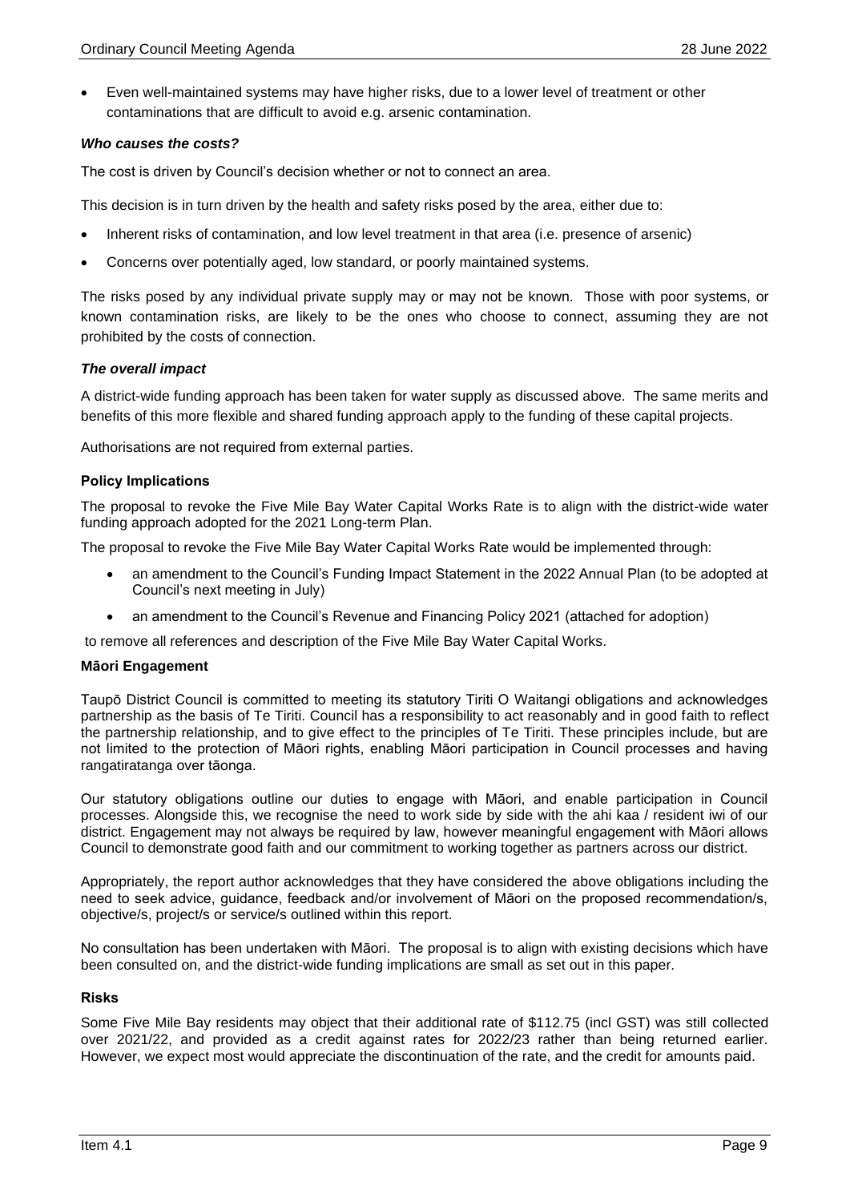- Even well-maintained systems may have higher risks, due to a lower level of treatment or other contaminations that are difficult to avoid e.g. arsenic contamination.

***Who causes the costs?***

The cost is driven by Council's decision whether or not to connect an area.

This decision is in turn driven by the health and safety risks posed by the area, either due to:

- Inherent risks of contamination, and low level treatment in that area (i.e. presence of arsenic)
- Concerns over potentially aged, low standard, or poorly maintained systems.

The risks posed by any individual private supply may or may not be known. Those with poor systems, or known contamination risks, are likely to be the ones who choose to connect, assuming they are not prohibited by the costs of connection.

***The overall impact***

A district-wide funding approach has been taken for water supply as discussed above. The same merits and benefits of this more flexible and shared funding approach apply to the funding of these capital projects.

Authorisations are not required from external parties.

**Policy Implications**

The proposal to revoke the Five Mile Bay Water Capital Works Rate is to align with the district-wide water funding approach adopted for the 2021 Long-term Plan.

The proposal to revoke the Five Mile Bay Water Capital Works Rate would be implemented through:

- an amendment to the Council's Funding Impact Statement in the 2022 Annual Plan (to be adopted at Council's next meeting in July)
- an amendment to the Council's Revenue and Financing Policy 2021 (attached for adoption)

to remove all references and description of the Five Mile Bay Water Capital Works.

**Māori Engagement**

Taupō District Council is committed to meeting its statutory Tiriti O Waitangi obligations and acknowledges partnership as the basis of Te Tiriti. Council has a responsibility to act reasonably and in good faith to reflect the partnership relationship, and to give effect to the principles of Te Tiriti. These principles include, but are not limited to the protection of Māori rights, enabling Māori participation in Council processes and having rangatiratanga over tāonga.

Our statutory obligations outline our duties to engage with Māori, and enable participation in Council processes. Alongside this, we recognise the need to work side by side with the ahi kaa / resident iwi of our district. Engagement may not always be required by law, however meaningful engagement with Māori allows Council to demonstrate good faith and our commitment to working together as partners across our district.

Appropriately, the report author acknowledges that they have considered the above obligations including the need to seek advice, guidance, feedback and/or involvement of Māori on the proposed recommendation/s, objective/s, project/s or service/s outlined within this report.

No consultation has been undertaken with Māori. The proposal is to align with existing decisions which have been consulted on, and the district-wide funding implications are small as set out in this paper.

**Risks**

Some Five Mile Bay residents may object that their additional rate of $112.75 (incl GST) was still collected over 2021/22, and provided as a credit against rates for 2022/23 rather than being returned earlier. However, we expect most would appreciate the discontinuation of the rate, and the credit for amounts paid.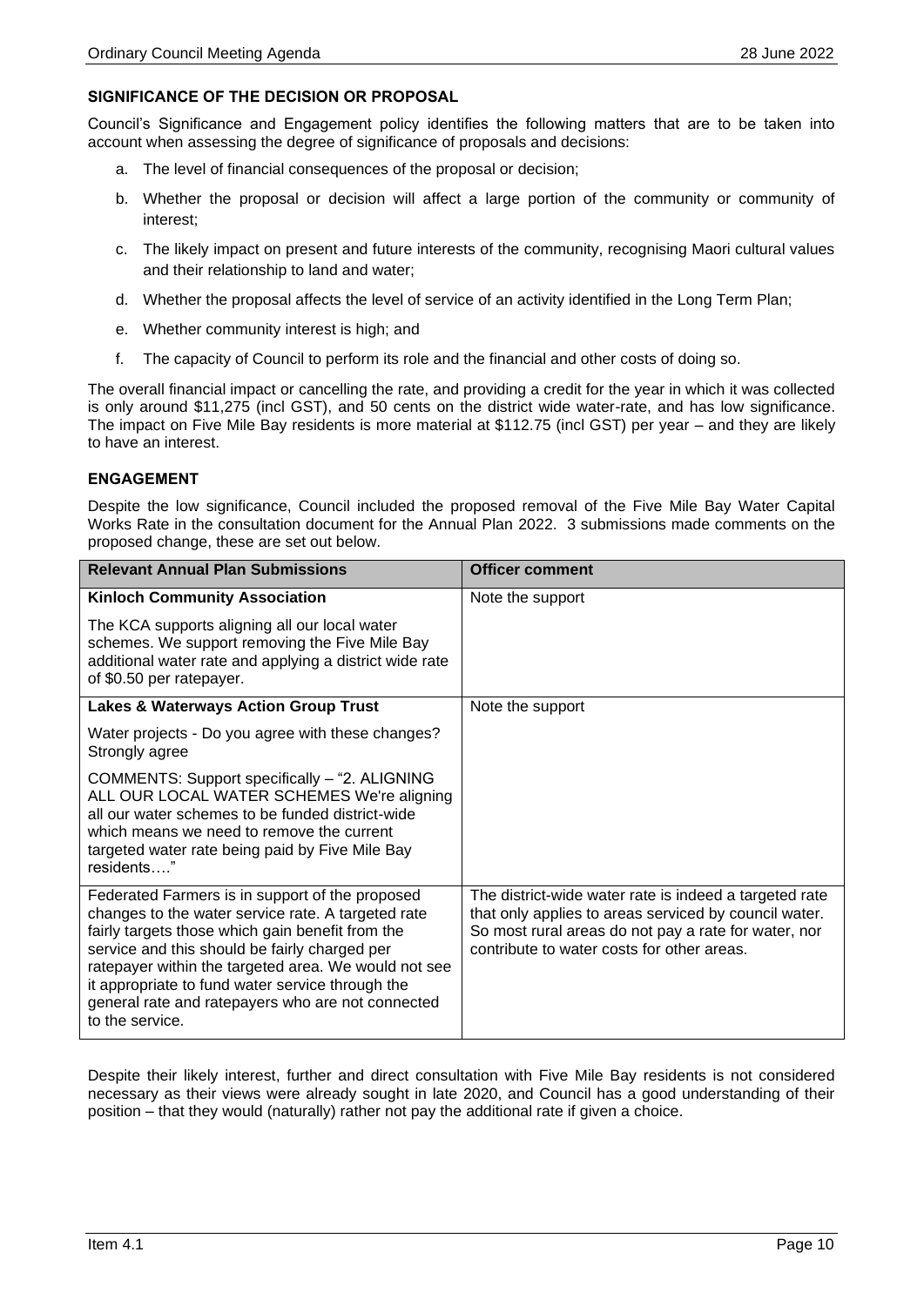### SIGNIFICANCE OF THE DECISION OR PROPOSAL

Council's Significance and Engagement policy identifies the following matters that are to be taken into account when assessing the degree of significance of proposals and decisions:

a. The level of financial consequences of the proposal or decision;

b. Whether the proposal or decision will affect a large portion of the community or community of interest;

c. The likely impact on present and future interests of the community, recognising Maori cultural values and their relationship to land and water;

d. Whether the proposal affects the level of service of an activity identified in the Long Term Plan;

e. Whether community interest is high; and

f. The capacity of Council to perform its role and the financial and other costs of doing so.

The overall financial impact or cancelling the rate, and providing a credit for the year in which it was collected is only around $11,275 (incl GST), and 50 cents on the district wide water-rate, and has low significance. The impact on Five Mile Bay residents is more material at $112.75 (incl GST) per year – and they are likely to have an interest.

### ENGAGEMENT

Despite the low significance, Council included the proposed removal of the Five Mile Bay Water Capital Works Rate in the consultation document for the Annual Plan 2022. 3 submissions made comments on the proposed change, these are set out below.

| Relevant Annual Plan Submissions | Officer comment |
|---|---|
| **Kinloch Community Association**<br><br>The KCA supports aligning all our local water schemes. We support removing the Five Mile Bay additional water rate and applying a district wide rate of $0.50 per ratepayer. | Note the support |
| **Lakes & Waterways Action Group Trust**<br><br>Water projects - Do you agree with these changes? Strongly agree<br><br>COMMENTS: Support specifically – "2. ALIGNING ALL OUR LOCAL WATER SCHEMES We're aligning all our water schemes to be funded district-wide which means we need to remove the current targeted water rate being paid by Five Mile Bay residents…." | Note the support |
| Federated Farmers is in support of the proposed changes to the water service rate. A targeted rate fairly targets those which gain benefit from the service and this should be fairly charged per ratepayer within the targeted area. We would not see it appropriate to fund water service through the general rate and ratepayers who are not connected to the service. | The district-wide water rate is indeed a targeted rate that only applies to areas serviced by council water. So most rural areas do not pay a rate for water, nor contribute to water costs for other areas. |

Despite their likely interest, further and direct consultation with Five Mile Bay residents is not considered necessary as their views were already sought in late 2020, and Council has a good understanding of their position – that they would (naturally) rather not pay the additional rate if given a choice.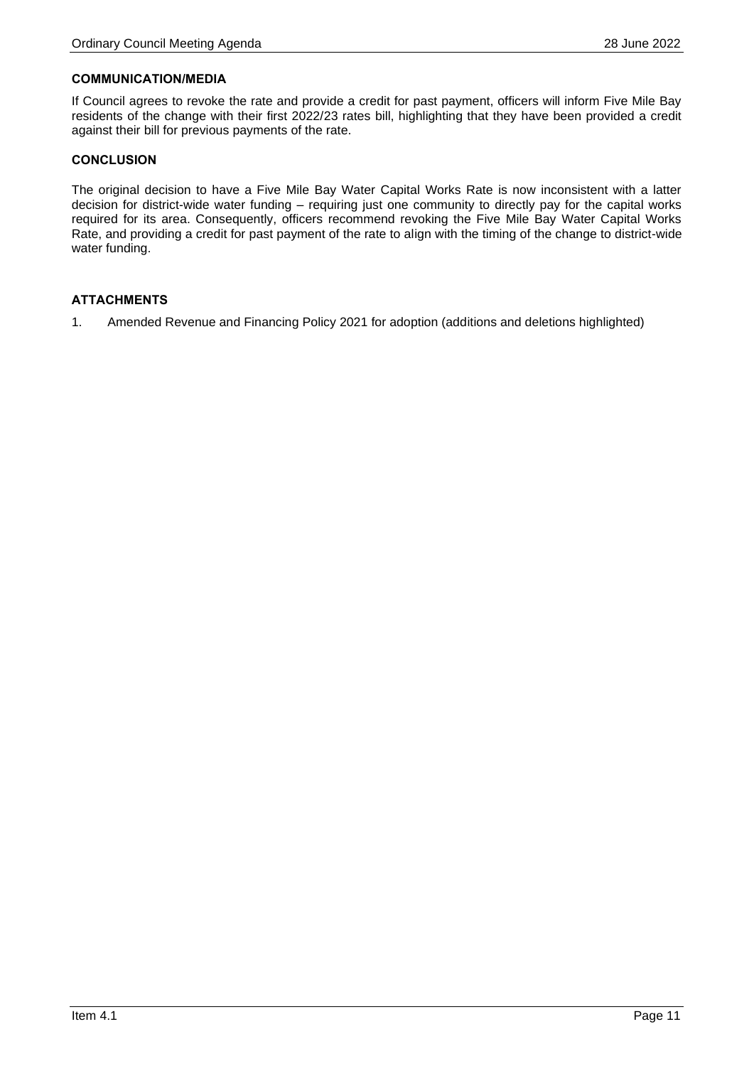### COMMUNICATION/MEDIA

If Council agrees to revoke the rate and provide a credit for past payment, officers will inform Five Mile Bay residents of the change with their first 2022/23 rates bill, highlighting that they have been provided a credit against their bill for previous payments of the rate.

### CONCLUSION

The original decision to have a Five Mile Bay Water Capital Works Rate is now inconsistent with a latter decision for district-wide water funding – requiring just one community to directly pay for the capital works required for its area. Consequently, officers recommend revoking the Five Mile Bay Water Capital Works Rate, and providing a credit for past payment of the rate to align with the timing of the change to district-wide water funding.

### ATTACHMENTS

1. Amended Revenue and Financing Policy 2021 for adoption (additions and deletions highlighted)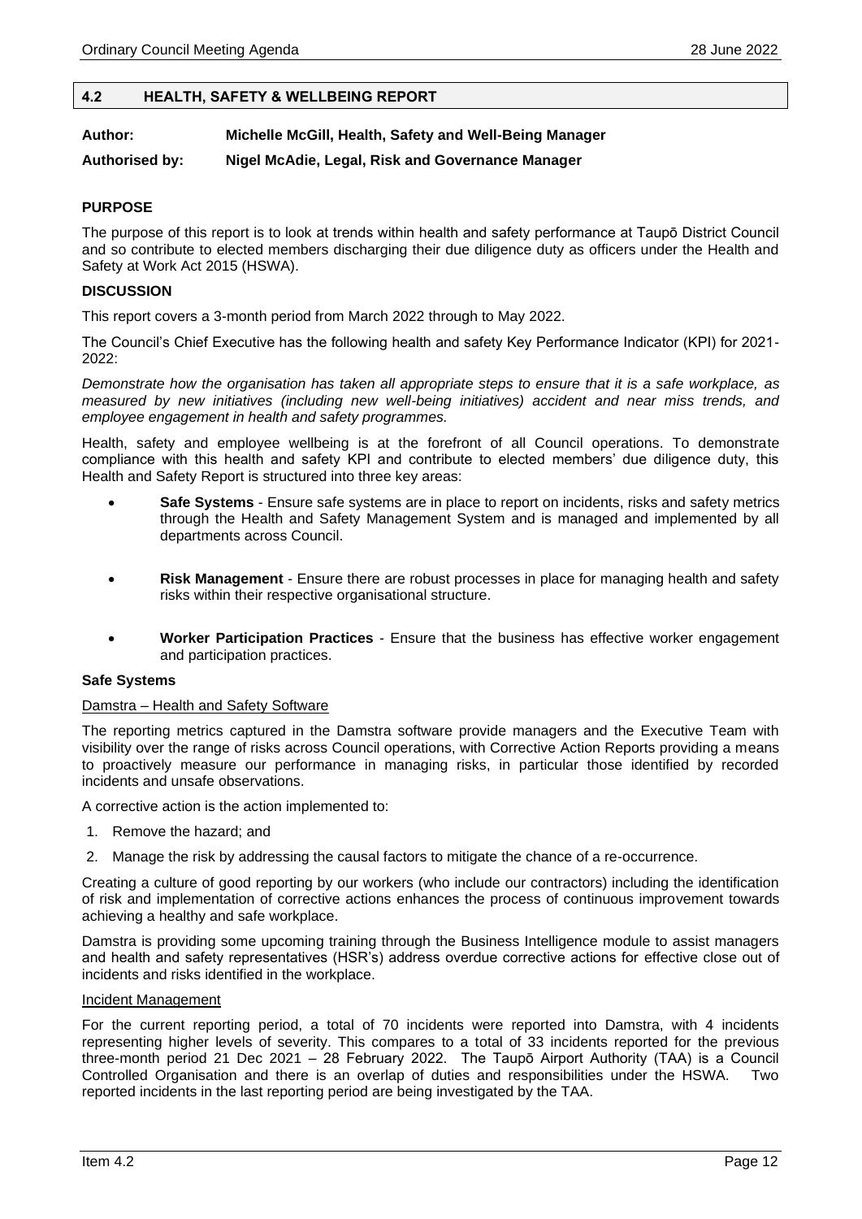## 4.2 HEALTH, SAFETY & WELLBEING REPORT

**Author: Michelle McGill, Health, Safety and Well-Being Manager**

**Authorised by: Nigel McAdie, Legal, Risk and Governance Manager**

### PURPOSE

The purpose of this report is to look at trends within health and safety performance at Taupō District Council and so contribute to elected members discharging their due diligence duty as officers under the Health and Safety at Work Act 2015 (HSWA).

### DISCUSSION

This report covers a 3-month period from March 2022 through to May 2022.

The Council's Chief Executive has the following health and safety Key Performance Indicator (KPI) for 2021-2022:

*Demonstrate how the organisation has taken all appropriate steps to ensure that it is a safe workplace, as measured by new initiatives (including new well-being initiatives) accident and near miss trends, and employee engagement in health and safety programmes.*

Health, safety and employee wellbeing is at the forefront of all Council operations. To demonstrate compliance with this health and safety KPI and contribute to elected members' due diligence duty, this Health and Safety Report is structured into three key areas:

- **Safe Systems** - Ensure safe systems are in place to report on incidents, risks and safety metrics through the Health and Safety Management System and is managed and implemented by all departments across Council.
- **Risk Management** - Ensure there are robust processes in place for managing health and safety risks within their respective organisational structure.
- **Worker Participation Practices** - Ensure that the business has effective worker engagement and participation practices.

**Safe Systems**

Damstra – Health and Safety Software

The reporting metrics captured in the Damstra software provide managers and the Executive Team with visibility over the range of risks across Council operations, with Corrective Action Reports providing a means to proactively measure our performance in managing risks, in particular those identified by recorded incidents and unsafe observations.

A corrective action is the action implemented to:

1. Remove the hazard; and
2. Manage the risk by addressing the causal factors to mitigate the chance of a re-occurrence.

Creating a culture of good reporting by our workers (who include our contractors) including the identification of risk and implementation of corrective actions enhances the process of continuous improvement towards achieving a healthy and safe workplace.

Damstra is providing some upcoming training through the Business Intelligence module to assist managers and health and safety representatives (HSR's) address overdue corrective actions for effective close out of incidents and risks identified in the workplace.

Incident Management

For the current reporting period, a total of 70 incidents were reported into Damstra, with 4 incidents representing higher levels of severity. This compares to a total of 33 incidents reported for the previous three-month period 21 Dec 2021 – 28 February 2022. The Taupō Airport Authority (TAA) is a Council Controlled Organisation and there is an overlap of duties and responsibilities under the HSWA. Two reported incidents in the last reporting period are being investigated by the TAA.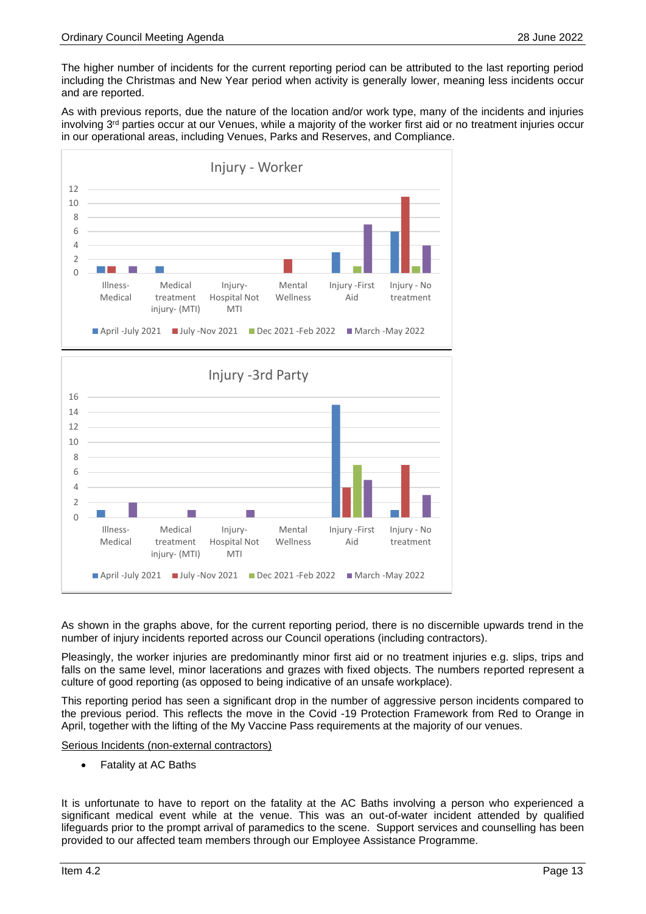The higher number of incidents for the current reporting period can be attributed to the last reporting period including the Christmas and New Year period when activity is generally lower, meaning less incidents occur and are reported.

As with previous reports, due the nature of the location and/or work type, many of the incidents and injuries involving 3rd parties occur at our Venues, while a majority of the worker first aid or no treatment injuries occur in our operational areas, including Venues, Parks and Reserves, and Compliance.

**Injury - Worker**

| | April -July 2021 | July -Nov 2021 | Dec 2021 -Feb 2022 | March -May 2022 |
|---|---|---|---|---|
| Illness-Medical | 1 | 1 | 0 | 1 |
| Medical treatment injury- (MTI) | 1 | 0 | 0 | 0 |
| Injury-Hospital Not MTI | 0 | 0 | 0 | 0 |
| Mental Wellness | 0 | 2 | 0 | 0 |
| Injury -First Aid | 3 | 0 | 1 | 7 |
| Injury - No treatment | 6 | 11 | 1 | 4 |

**Injury -3rd Party**

| | April -July 2021 | July -Nov 2021 | Dec 2021 -Feb 2022 | March -May 2022 |
|---|---|---|---|---|
| Illness-Medical | 1 | 0 | 0 | 2 |
| Medical treatment injury- (MTI) | 0 | 0 | 0 | 1 |
| Injury-Hospital Not MTI | 0 | 0 | 0 | 1 |
| Mental Wellness | 0 | 0 | 0 | 0 |
| Injury -First Aid | 15 | 4 | 7 | 5 |
| Injury - No treatment | 1 | 7 | 0 | 3 |

As shown in the graphs above, for the current reporting period, there is no discernible upwards trend in the number of injury incidents reported across our Council operations (including contractors).

Pleasingly, the worker injuries are predominantly minor first aid or no treatment injuries e.g. slips, trips and falls on the same level, minor lacerations and grazes with fixed objects. The numbers reported represent a culture of good reporting (as opposed to being indicative of an unsafe workplace).

This reporting period has seen a significant drop in the number of aggressive person incidents compared to the previous period. This reflects the move in the Covid -19 Protection Framework from Red to Orange in April, together with the lifting of the My Vaccine Pass requirements at the majority of our venues.

<u>Serious Incidents (non-external contractors)</u>

- Fatality at AC Baths

It is unfortunate to have to report on the fatality at the AC Baths involving a person who experienced a significant medical event while at the venue. This was an out-of-water incident attended by qualified lifeguards prior to the prompt arrival of paramedics to the scene. Support services and counselling has been provided to our affected team members through our Employee Assistance Programme.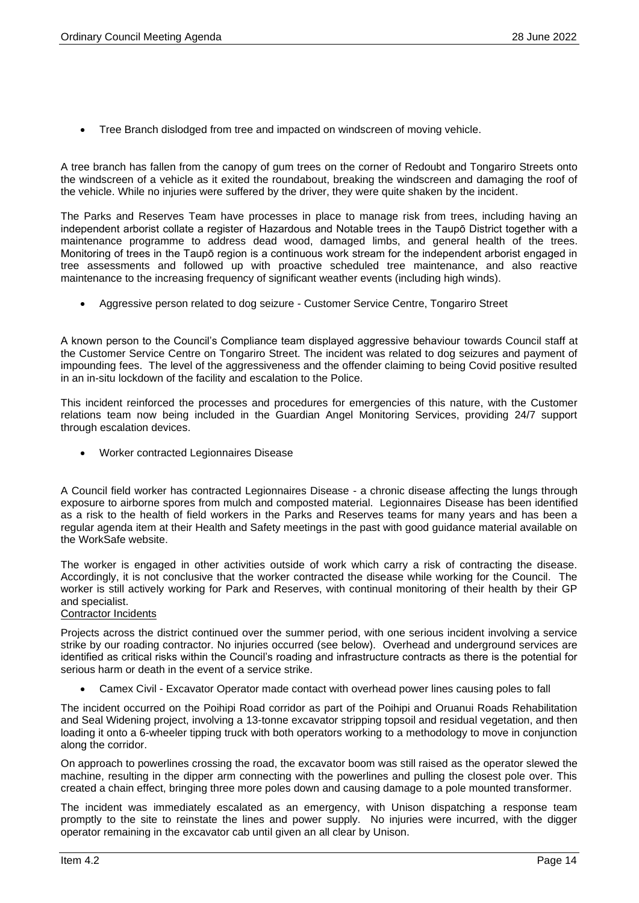- Tree Branch dislodged from tree and impacted on windscreen of moving vehicle.

A tree branch has fallen from the canopy of gum trees on the corner of Redoubt and Tongariro Streets onto the windscreen of a vehicle as it exited the roundabout, breaking the windscreen and damaging the roof of the vehicle. While no injuries were suffered by the driver, they were quite shaken by the incident.

The Parks and Reserves Team have processes in place to manage risk from trees, including having an independent arborist collate a register of Hazardous and Notable trees in the Taupō District together with a maintenance programme to address dead wood, damaged limbs, and general health of the trees. Monitoring of trees in the Taupō region is a continuous work stream for the independent arborist engaged in tree assessments and followed up with proactive scheduled tree maintenance, and also reactive maintenance to the increasing frequency of significant weather events (including high winds).

- Aggressive person related to dog seizure - Customer Service Centre, Tongariro Street

A known person to the Council's Compliance team displayed aggressive behaviour towards Council staff at the Customer Service Centre on Tongariro Street. The incident was related to dog seizures and payment of impounding fees. The level of the aggressiveness and the offender claiming to being Covid positive resulted in an in-situ lockdown of the facility and escalation to the Police.

This incident reinforced the processes and procedures for emergencies of this nature, with the Customer relations team now being included in the Guardian Angel Monitoring Services, providing 24/7 support through escalation devices.

- Worker contracted Legionnaires Disease

A Council field worker has contracted Legionnaires Disease - a chronic disease affecting the lungs through exposure to airborne spores from mulch and composted material. Legionnaires Disease has been identified as a risk to the health of field workers in the Parks and Reserves teams for many years and has been a regular agenda item at their Health and Safety meetings in the past with good guidance material available on the WorkSafe website.

The worker is engaged in other activities outside of work which carry a risk of contracting the disease. Accordingly, it is not conclusive that the worker contracted the disease while working for the Council. The worker is still actively working for Park and Reserves, with continual monitoring of their health by their GP and specialist.

<u>Contractor Incidents</u>

Projects across the district continued over the summer period, with one serious incident involving a service strike by our roading contractor. No injuries occurred (see below). Overhead and underground services are identified as critical risks within the Council's roading and infrastructure contracts as there is the potential for serious harm or death in the event of a service strike.

- Camex Civil - Excavator Operator made contact with overhead power lines causing poles to fall

The incident occurred on the Poihipi Road corridor as part of the Poihipi and Oruanui Roads Rehabilitation and Seal Widening project, involving a 13-tonne excavator stripping topsoil and residual vegetation, and then loading it onto a 6-wheeler tipping truck with both operators working to a methodology to move in conjunction along the corridor.

On approach to powerlines crossing the road, the excavator boom was still raised as the operator slewed the machine, resulting in the dipper arm connecting with the powerlines and pulling the closest pole over. This created a chain effect, bringing three more poles down and causing damage to a pole mounted transformer.

The incident was immediately escalated as an emergency, with Unison dispatching a response team promptly to the site to reinstate the lines and power supply. No injuries were incurred, with the digger operator remaining in the excavator cab until given an all clear by Unison.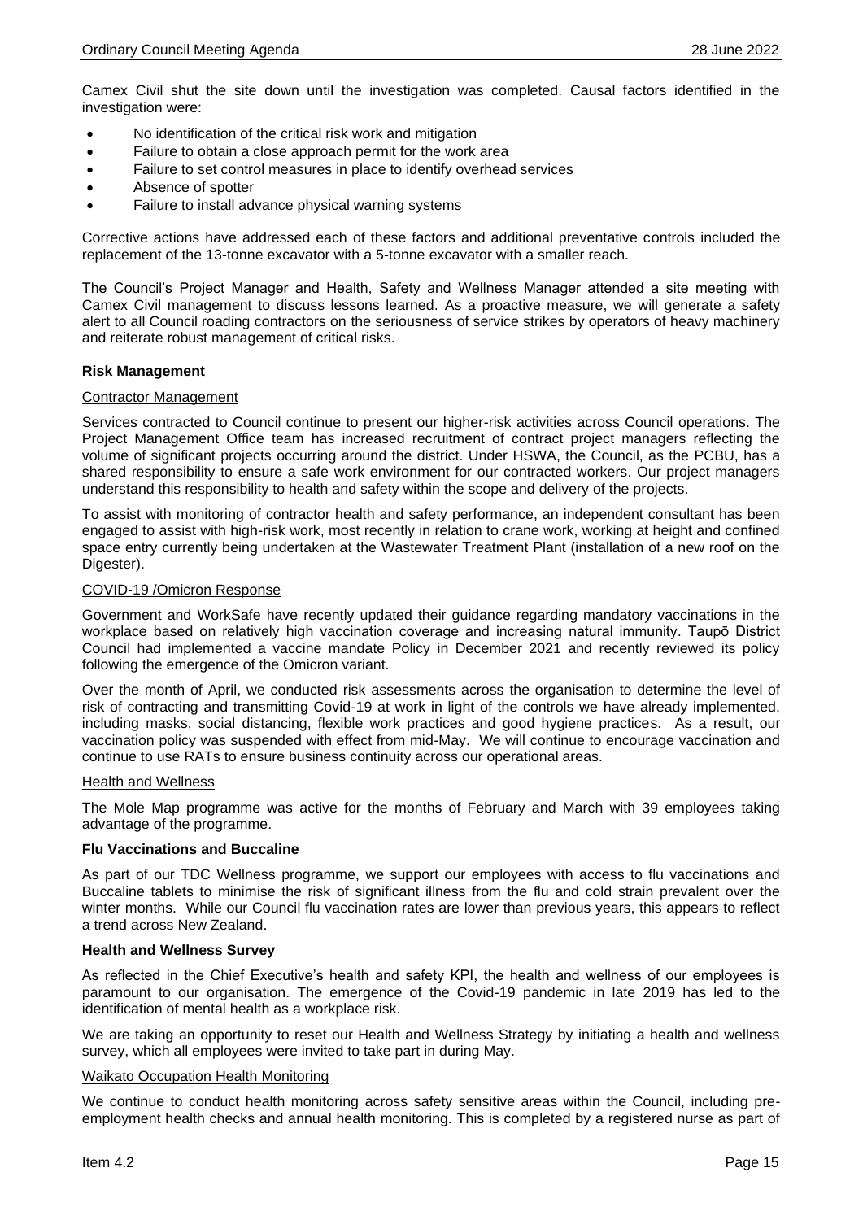Camex Civil shut the site down until the investigation was completed. Causal factors identified in the investigation were:

- No identification of the critical risk work and mitigation
- Failure to obtain a close approach permit for the work area
- Failure to set control measures in place to identify overhead services
- Absence of spotter
- Failure to install advance physical warning systems

Corrective actions have addressed each of these factors and additional preventative controls included the replacement of the 13-tonne excavator with a 5-tonne excavator with a smaller reach.

The Council's Project Manager and Health, Safety and Wellness Manager attended a site meeting with Camex Civil management to discuss lessons learned. As a proactive measure, we will generate a safety alert to all Council roading contractors on the seriousness of service strikes by operators of heavy machinery and reiterate robust management of critical risks.

**Risk Management**

Contractor Management

Services contracted to Council continue to present our higher-risk activities across Council operations. The Project Management Office team has increased recruitment of contract project managers reflecting the volume of significant projects occurring around the district. Under HSWA, the Council, as the PCBU, has a shared responsibility to ensure a safe work environment for our contracted workers. Our project managers understand this responsibility to health and safety within the scope and delivery of the projects.

To assist with monitoring of contractor health and safety performance, an independent consultant has been engaged to assist with high-risk work, most recently in relation to crane work, working at height and confined space entry currently being undertaken at the Wastewater Treatment Plant (installation of a new roof on the Digester).

COVID-19 /Omicron Response

Government and WorkSafe have recently updated their guidance regarding mandatory vaccinations in the workplace based on relatively high vaccination coverage and increasing natural immunity. Taupō District Council had implemented a vaccine mandate Policy in December 2021 and recently reviewed its policy following the emergence of the Omicron variant.

Over the month of April, we conducted risk assessments across the organisation to determine the level of risk of contracting and transmitting Covid-19 at work in light of the controls we have already implemented, including masks, social distancing, flexible work practices and good hygiene practices. As a result, our vaccination policy was suspended with effect from mid-May. We will continue to encourage vaccination and continue to use RATs to ensure business continuity across our operational areas.

Health and Wellness

The Mole Map programme was active for the months of February and March with 39 employees taking advantage of the programme.

**Flu Vaccinations and Buccaline**

As part of our TDC Wellness programme, we support our employees with access to flu vaccinations and Buccaline tablets to minimise the risk of significant illness from the flu and cold strain prevalent over the winter months. While our Council flu vaccination rates are lower than previous years, this appears to reflect a trend across New Zealand.

**Health and Wellness Survey**

As reflected in the Chief Executive's health and safety KPI, the health and wellness of our employees is paramount to our organisation. The emergence of the Covid-19 pandemic in late 2019 has led to the identification of mental health as a workplace risk.

We are taking an opportunity to reset our Health and Wellness Strategy by initiating a health and wellness survey, which all employees were invited to take part in during May.

Waikato Occupation Health Monitoring

We continue to conduct health monitoring across safety sensitive areas within the Council, including pre-employment health checks and annual health monitoring. This is completed by a registered nurse as part of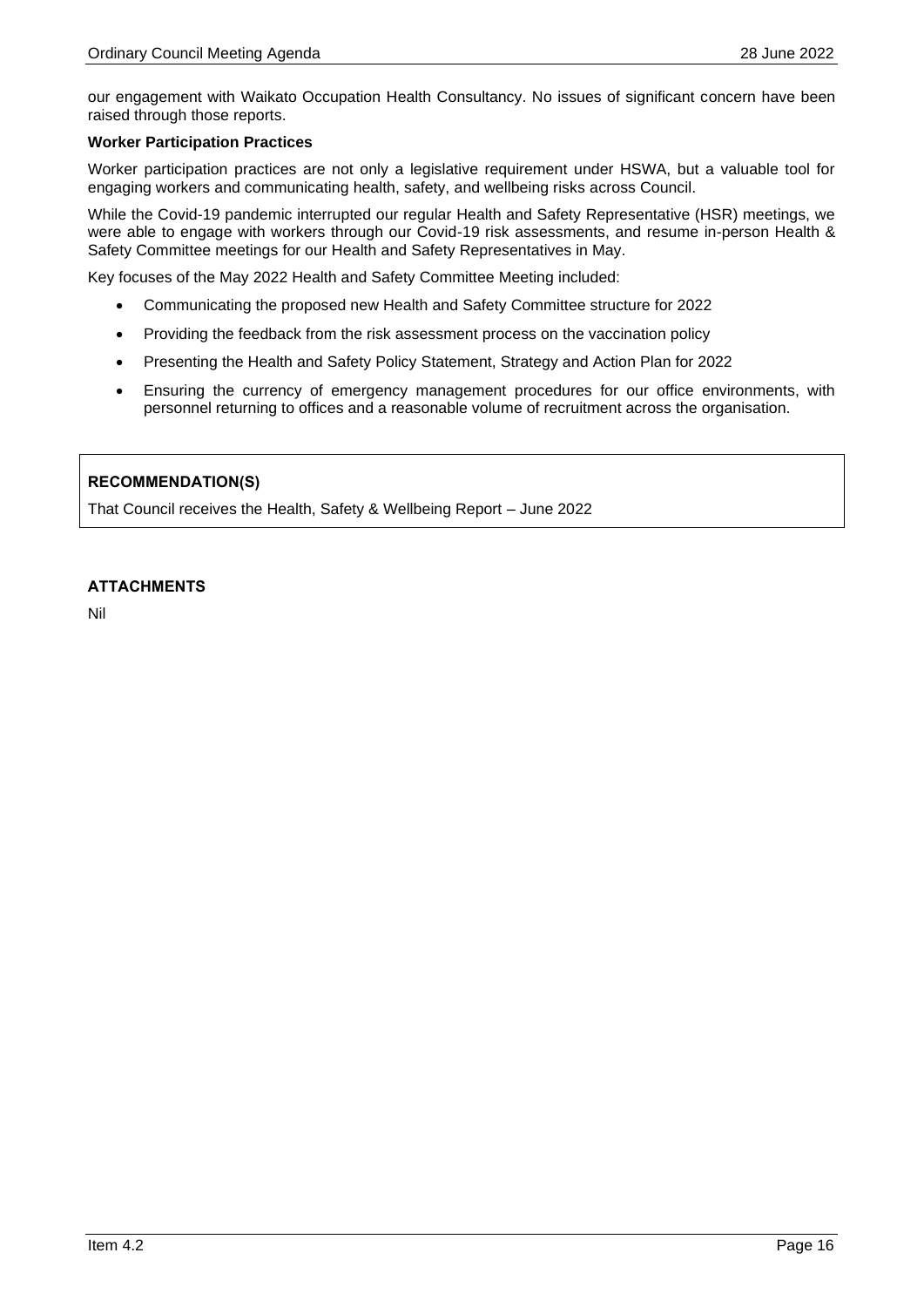our engagement with Waikato Occupation Health Consultancy. No issues of significant concern have been raised through those reports.

**Worker Participation Practices**

Worker participation practices are not only a legislative requirement under HSWA, but a valuable tool for engaging workers and communicating health, safety, and wellbeing risks across Council.

While the Covid-19 pandemic interrupted our regular Health and Safety Representative (HSR) meetings, we were able to engage with workers through our Covid-19 risk assessments, and resume in-person Health & Safety Committee meetings for our Health and Safety Representatives in May.

Key focuses of the May 2022 Health and Safety Committee Meeting included:

- Communicating the proposed new Health and Safety Committee structure for 2022
- Providing the feedback from the risk assessment process on the vaccination policy
- Presenting the Health and Safety Policy Statement, Strategy and Action Plan for 2022
- Ensuring the currency of emergency management procedures for our office environments, with personnel returning to offices and a reasonable volume of recruitment across the organisation.

**RECOMMENDATION(S)**

That Council receives the Health, Safety & Wellbeing Report – June 2022

**ATTACHMENTS**

Nil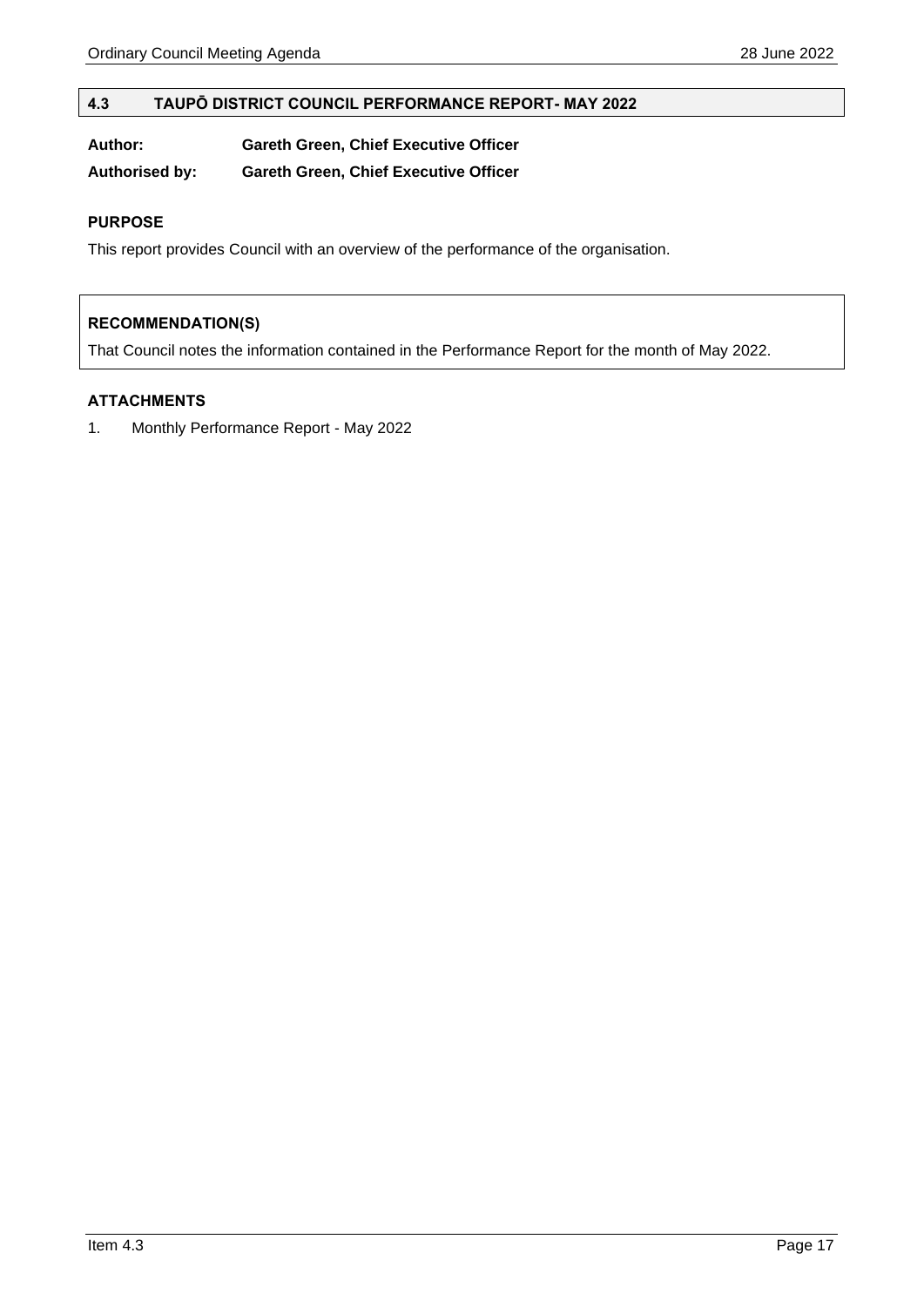## 4.3 TAUPŌ DISTRICT COUNCIL PERFORMANCE REPORT- MAY 2022

**Author:** **Gareth Green, Chief Executive Officer**

**Authorised by:** **Gareth Green, Chief Executive Officer**

### PURPOSE

This report provides Council with an overview of the performance of the organisation.

### RECOMMENDATION(S)

That Council notes the information contained in the Performance Report for the month of May 2022.

### ATTACHMENTS

1. Monthly Performance Report - May 2022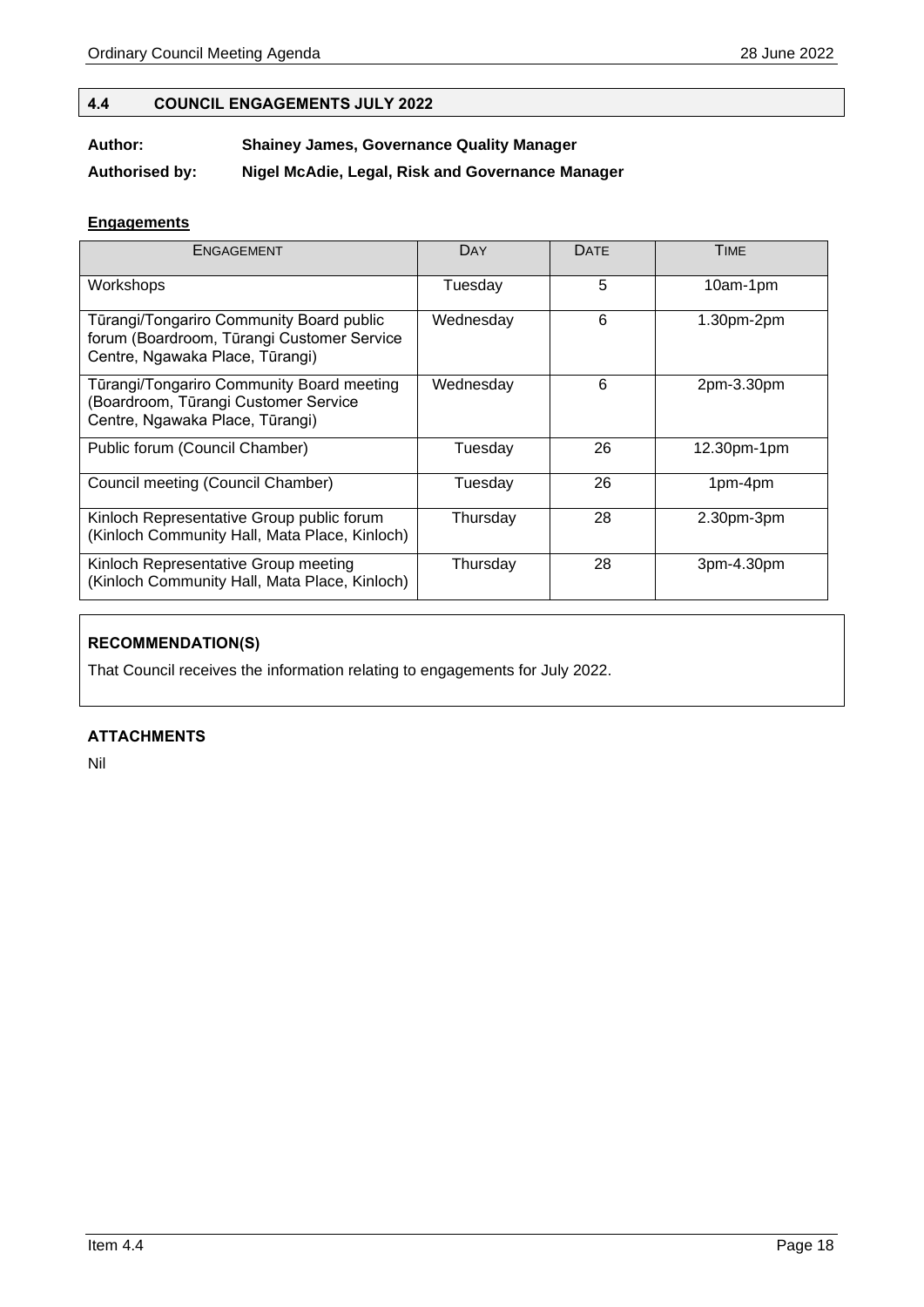## 4.4 COUNCIL ENGAGEMENTS JULY 2022

**Author:** **Shainey James, Governance Quality Manager**

**Authorised by:** **Nigel McAdie, Legal, Risk and Governance Manager**

**Engagements**

| ENGAGEMENT | DAY | DATE | TIME |
|---|---|---|---|
| Workshops | Tuesday | 5 | 10am-1pm |
| Tūrangi/Tongariro Community Board public forum (Boardroom, Tūrangi Customer Service Centre, Ngawaka Place, Tūrangi) | Wednesday | 6 | 1.30pm-2pm |
| Tūrangi/Tongariro Community Board meeting (Boardroom, Tūrangi Customer Service Centre, Ngawaka Place, Tūrangi) | Wednesday | 6 | 2pm-3.30pm |
| Public forum (Council Chamber) | Tuesday | 26 | 12.30pm-1pm |
| Council meeting (Council Chamber) | Tuesday | 26 | 1pm-4pm |
| Kinloch Representative Group public forum (Kinloch Community Hall, Mata Place, Kinloch) | Thursday | 28 | 2.30pm-3pm |
| Kinloch Representative Group meeting (Kinloch Community Hall, Mata Place, Kinloch) | Thursday | 28 | 3pm-4.30pm |

**RECOMMENDATION(S)**

That Council receives the information relating to engagements for July 2022.

**ATTACHMENTS**

Nil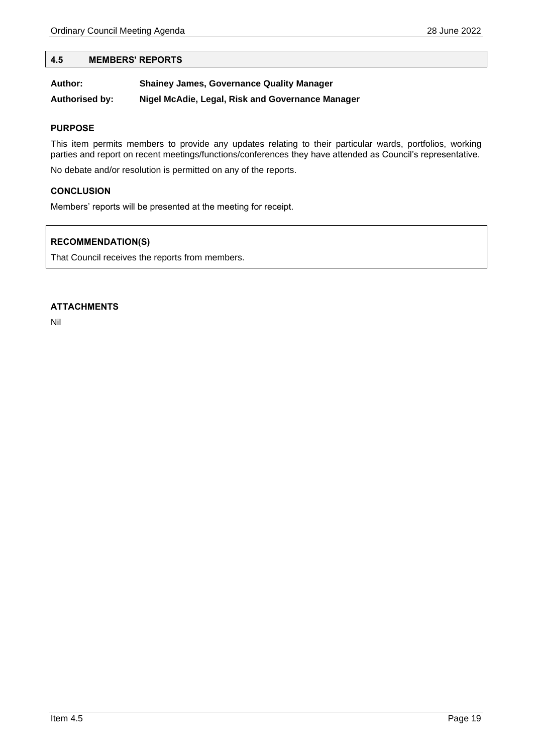## 4.5 MEMBERS' REPORTS

**Author:** **Shainey James, Governance Quality Manager**

**Authorised by:** **Nigel McAdie, Legal, Risk and Governance Manager**

### PURPOSE

This item permits members to provide any updates relating to their particular wards, portfolios, working parties and report on recent meetings/functions/conferences they have attended as Council's representative.

No debate and/or resolution is permitted on any of the reports.

### CONCLUSION

Members' reports will be presented at the meeting for receipt.

### RECOMMENDATION(S)

That Council receives the reports from members.

### ATTACHMENTS

Nil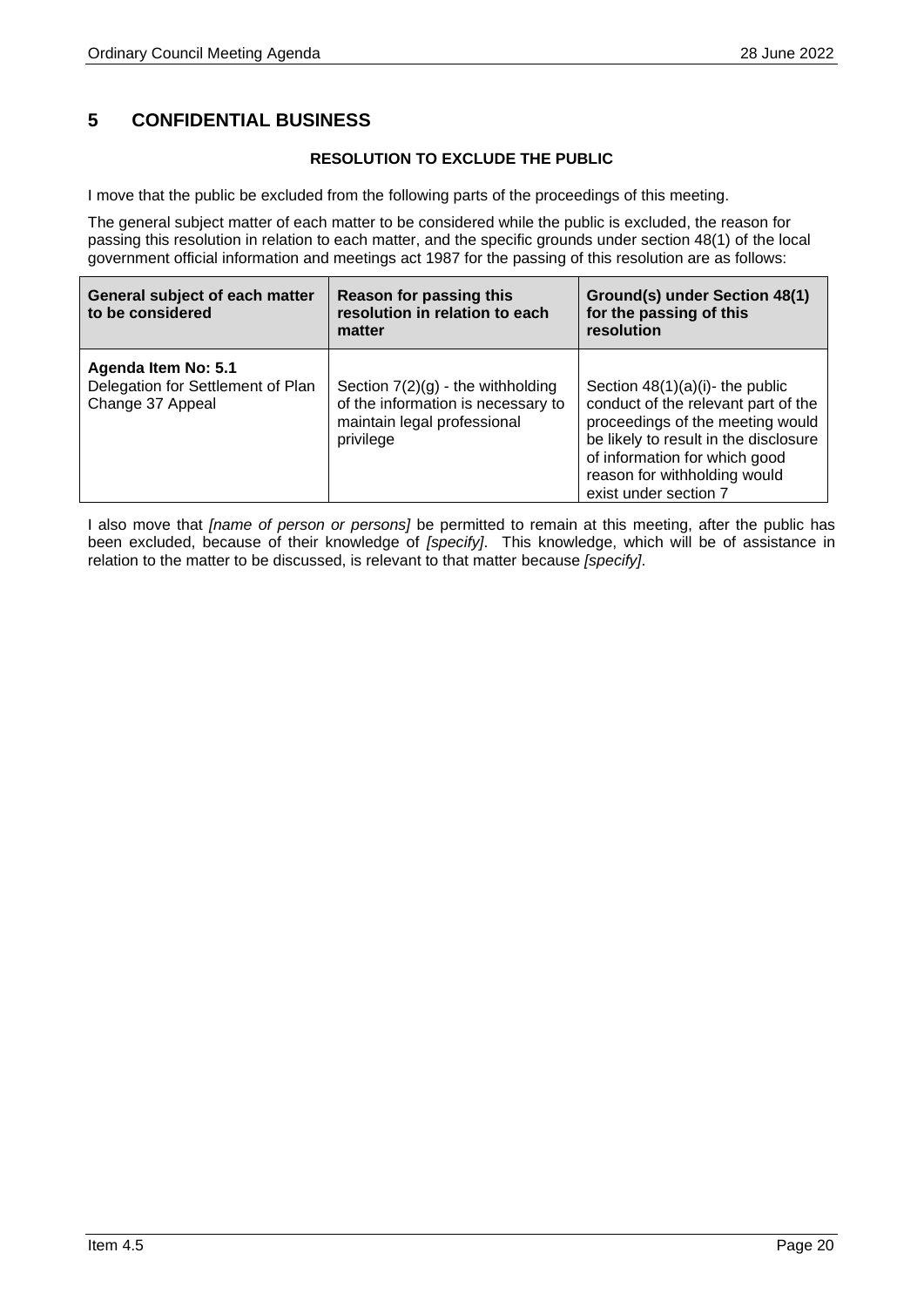# 5 CONFIDENTIAL BUSINESS

**RESOLUTION TO EXCLUDE THE PUBLIC**

I move that the public be excluded from the following parts of the proceedings of this meeting.

The general subject matter of each matter to be considered while the public is excluded, the reason for passing this resolution in relation to each matter, and the specific grounds under section 48(1) of the local government official information and meetings act 1987 for the passing of this resolution are as follows:

| General subject of each matter to be considered | Reason for passing this resolution in relation to each matter | Ground(s) under Section 48(1) for the passing of this resolution |
|---|---|---|
| **Agenda Item No: 5.1** Delegation for Settlement of Plan Change 37 Appeal | Section 7(2)(g) - the withholding of the information is necessary to maintain legal professional privilege | Section 48(1)(a)(i)- the public conduct of the relevant part of the proceedings of the meeting would be likely to result in the disclosure of information for which good reason for withholding would exist under section 7 |

I also move that *[name of person or persons]* be permitted to remain at this meeting, after the public has been excluded, because of their knowledge of *[specify]*. This knowledge, which will be of assistance in relation to the matter to be discussed, is relevant to that matter because *[specify]*.